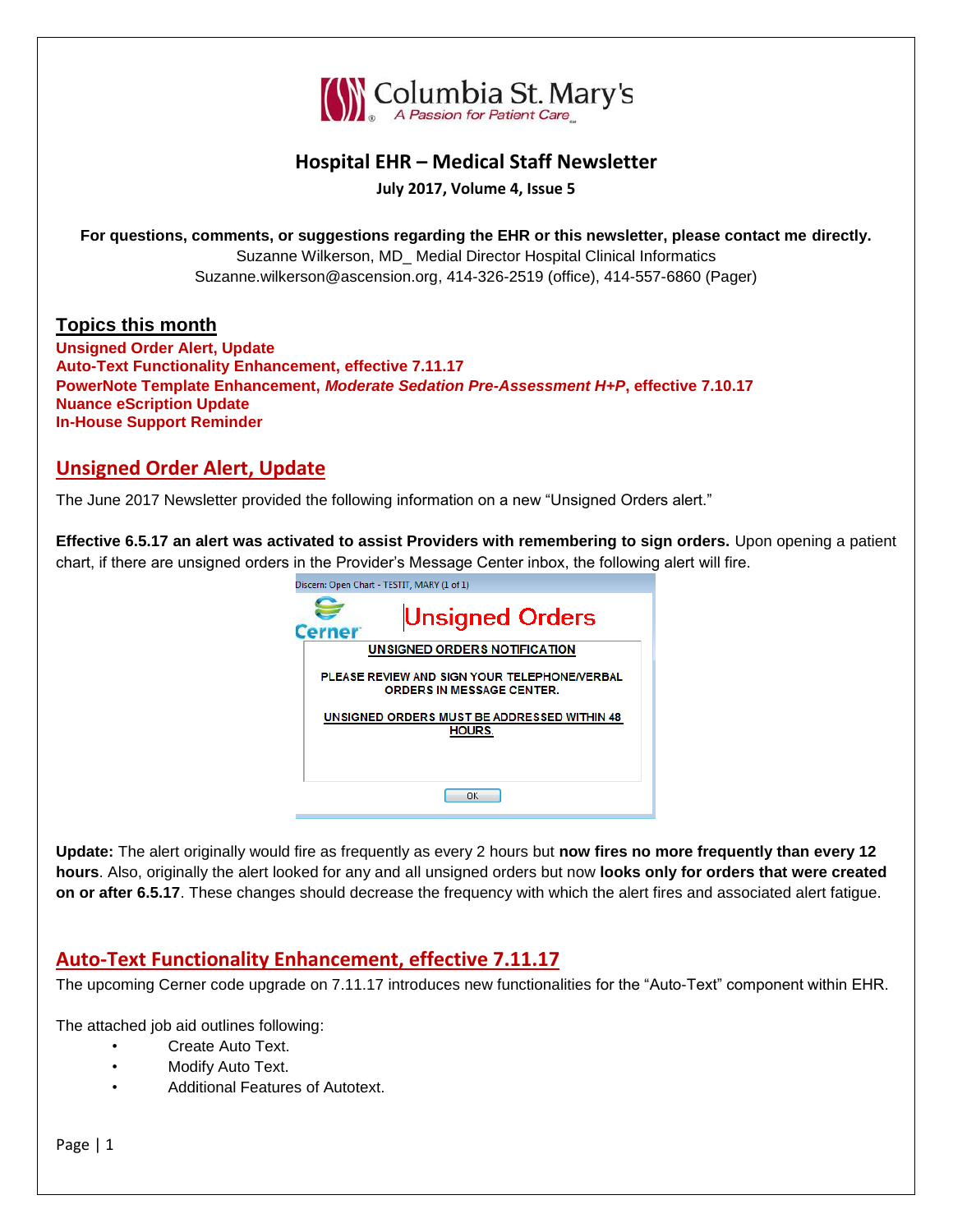Columbia St. Mary's

*A Passion for Patient Care*

# Hospital EHR – Medical Staff Newsletter

**July 2017, Volume 4, Issue 5**

**For questions, comments, or suggestions regarding the EHR or this newsletter, please contact me directly.**
Suzanne Wilkerson, MD_ Medial Director Hospital Clinical Informatics
Suzanne.wilkerson@ascension.org, 414-326-2519 (office), 414-557-6860 (Pager)

## Topics this month

**Unsigned Order Alert, Update**
**Auto-Text Functionality Enhancement, effective 7.11.17**
**PowerNote Template Enhancement, *Moderate Sedation Pre-Assessment H+P*, effective 7.10.17**
**Nuance eScription Update**
**In-House Support Reminder**

## Unsigned Order Alert, Update

The June 2017 Newsletter provided the following information on a new "Unsigned Orders alert."

**Effective 6.5.17 an alert was activated to assist Providers with remembering to sign orders.** Upon opening a patient chart, if there are unsigned orders in the Provider's Message Center inbox, the following alert will fire.

Discern: Open Chart - TESTIT, MARY (1 of 1)

Cerner

Unsigned Orders

UNSIGNED ORDERS NOTIFICATION

PLEASE REVIEW AND SIGN YOUR TELEPHONE/VERBAL ORDERS IN MESSAGE CENTER.

UNSIGNED ORDERS MUST BE ADDRESSED WITHIN 48 HOURS.

OK

**Update:** The alert originally would fire as frequently as every 2 hours but **now fires no more frequently than every 12 hours**. Also, originally the alert looked for any and all unsigned orders but now **looks only for orders that were created on or after 6.5.17**. These changes should decrease the frequency with which the alert fires and associated alert fatigue.

## Auto-Text Functionality Enhancement, effective 7.11.17

The upcoming Cerner code upgrade on 7.11.17 introduces new functionalities for the "Auto-Text" component within EHR.

The attached job aid outlines following:

- Create Auto Text.
- Modify Auto Text.
- Additional Features of Autotext.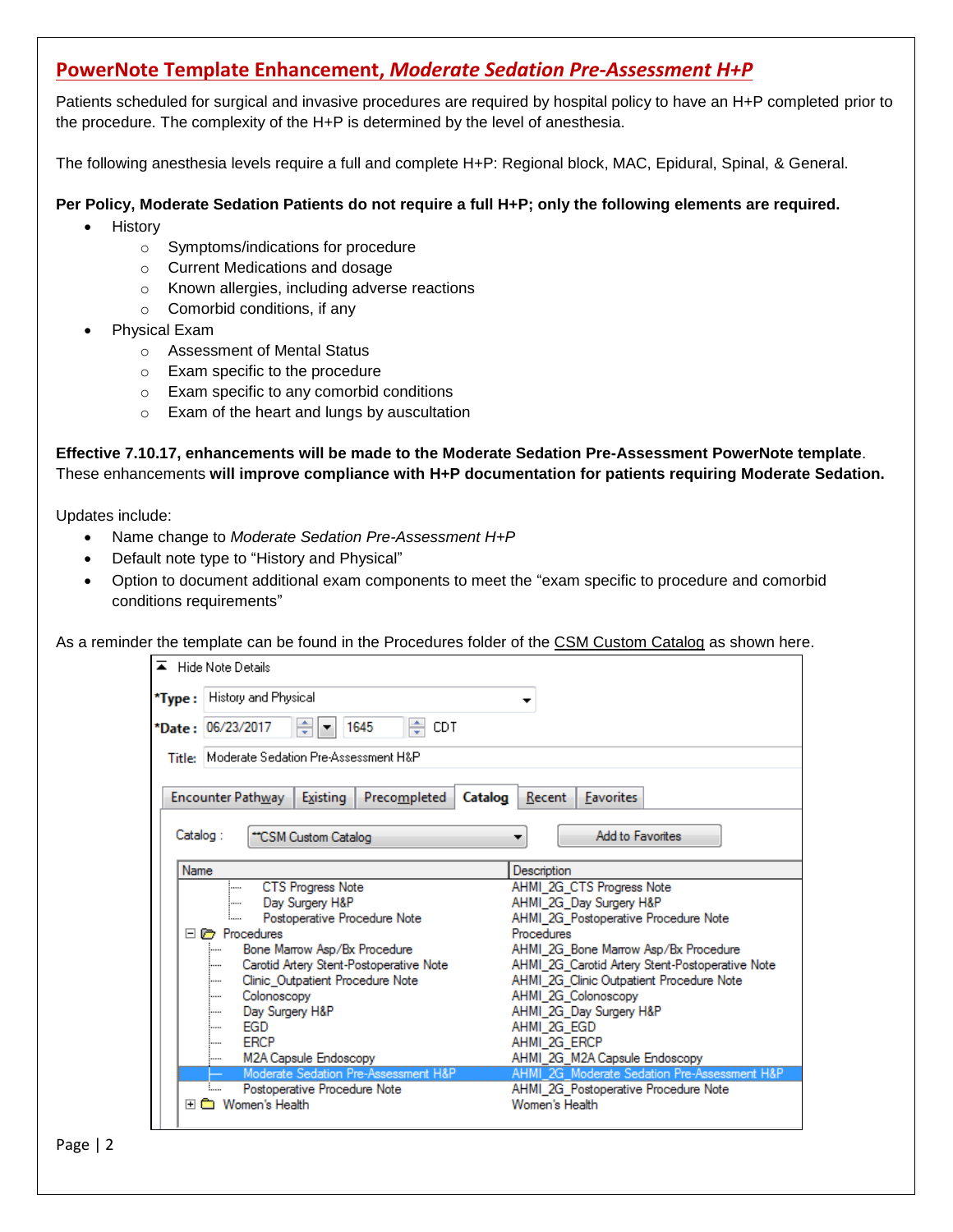## PowerNote Template Enhancement, *Moderate Sedation Pre-Assessment H+P*

Patients scheduled for surgical and invasive procedures are required by hospital policy to have an H+P completed prior to the procedure. The complexity of the H+P is determined by the level of anesthesia.

The following anesthesia levels require a full and complete H+P: Regional block, MAC, Epidural, Spinal, & General.

**Per Policy, Moderate Sedation Patients do not require a full H+P; only the following elements are required.**

- History
  - Symptoms/indications for procedure
  - Current Medications and dosage
  - Known allergies, including adverse reactions
  - Comorbid conditions, if any
- Physical Exam
  - Assessment of Mental Status
  - Exam specific to the procedure
  - Exam specific to any comorbid conditions
  - Exam of the heart and lungs by auscultation

**Effective 7.10.17, enhancements will be made to the Moderate Sedation Pre-Assessment PowerNote template**. These enhancements **will improve compliance with H+P documentation for patients requiring Moderate Sedation.**

Updates include:

- Name change to *Moderate Sedation Pre-Assessment H+P*
- Default note type to "History and Physical"
- Option to document additional exam components to meet the "exam specific to procedure and comorbid conditions requirements"

As a reminder the template can be found in the Procedures folder of the CSM Custom Catalog as shown here.

Hide Note Details

*Type: History and Physical

*Date: 06/23/2017 1645 CDT

Title: Moderate Sedation Pre-Assessment H&P

Encounter Pathway | Existing | Precompleted | Catalog | Recent | Favorites

Catalog: **CSM Custom Catalog — Add to Favorites

| Name | Description |
|---|---|
| CTS Progress Note | AHMI_2G_CTS Progress Note |
| Day Surgery H&P | AHMI_2G_Day Surgery H&P |
| Postoperative Procedure Note | AHMI_2G_Postoperative Procedure Note |
| Procedures | Procedures |
| Bone Marrow Asp/Bx Procedure | AHMI_2G_Bone Marrow Asp/Bx Procedure |
| Carotid Artery Stent-Postoperative Note | AHMI_2G_Carotid Artery Stent-Postoperative Note |
| Clinic_Outpatient Procedure Note | AHMI_2G_Clinic Outpatient Procedure Note |
| Colonoscopy | AHMI_2G_Colonoscopy |
| Day Surgery H&P | AHMI_2G_Day Surgery H&P |
| EGD | AHMI_2G_EGD |
| ERCP | AHMI_2G_ERCP |
| M2A Capsule Endoscopy | AHMI_2G_M2A Capsule Endoscopy |
| Moderate Sedation Pre-Assessment H&P | AHMI_2G_Moderate Sedation Pre-Assessment H&P |
| Postoperative Procedure Note | AHMI_2G_Postoperative Procedure Note |
| Women's Health | Women's Health |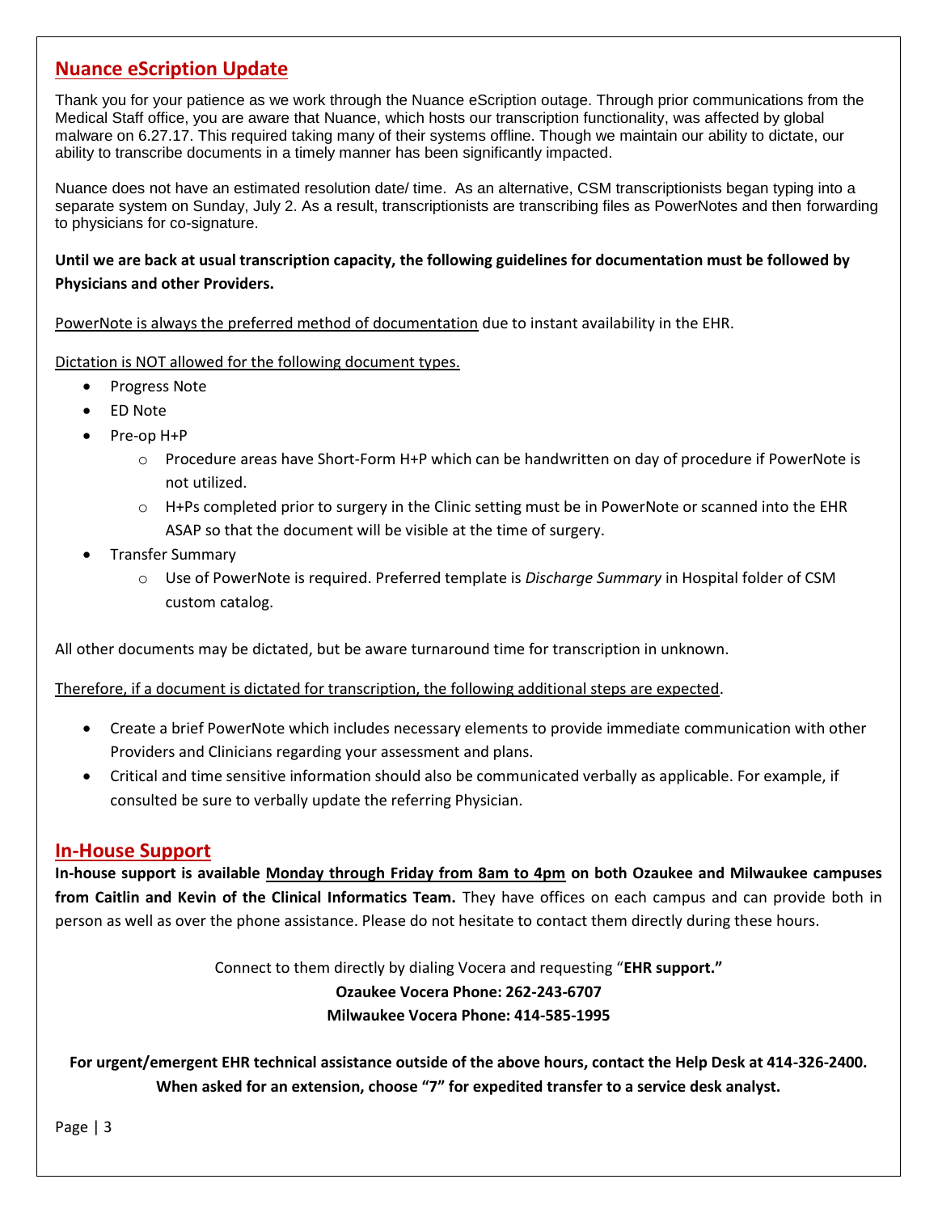## Nuance eScription Update

Thank you for your patience as we work through the Nuance eScription outage. Through prior communications from the Medical Staff office, you are aware that Nuance, which hosts our transcription functionality, was affected by global malware on 6.27.17. This required taking many of their systems offline. Though we maintain our ability to dictate, our ability to transcribe documents in a timely manner has been significantly impacted.

Nuance does not have an estimated resolution date/ time. As an alternative, CSM transcriptionists began typing into a separate system on Sunday, July 2. As a result, transcriptionists are transcribing files as PowerNotes and then forwarding to physicians for co-signature.

**Until we are back at usual transcription capacity, the following guidelines for documentation must be followed by Physicians and other Providers.**

PowerNote is always the preferred method of documentation due to instant availability in the EHR.

Dictation is NOT allowed for the following document types.

- Progress Note
- ED Note
- Pre-op H+P
  - Procedure areas have Short-Form H+P which can be handwritten on day of procedure if PowerNote is not utilized.
  - H+Ps completed prior to surgery in the Clinic setting must be in PowerNote or scanned into the EHR ASAP so that the document will be visible at the time of surgery.
- Transfer Summary
  - Use of PowerNote is required. Preferred template is *Discharge Summary* in Hospital folder of CSM custom catalog.

All other documents may be dictated, but be aware turnaround time for transcription in unknown.

Therefore, if a document is dictated for transcription, the following additional steps are expected.

- Create a brief PowerNote which includes necessary elements to provide immediate communication with other Providers and Clinicians regarding your assessment and plans.
- Critical and time sensitive information should also be communicated verbally as applicable. For example, if consulted be sure to verbally update the referring Physician.

## In-House Support

**In-house support is available Monday through Friday from 8am to 4pm on both Ozaukee and Milwaukee campuses from Caitlin and Kevin of the Clinical Informatics Team.** They have offices on each campus and can provide both in person as well as over the phone assistance. Please do not hesitate to contact them directly during these hours.

Connect to them directly by dialing Vocera and requesting "**EHR support."**

**Ozaukee Vocera Phone: 262-243-6707**

**Milwaukee Vocera Phone: 414-585-1995**

**For urgent/emergent EHR technical assistance outside of the above hours, contact the Help Desk at 414-326-2400. When asked for an extension, choose "7" for expedited transfer to a service desk analyst.**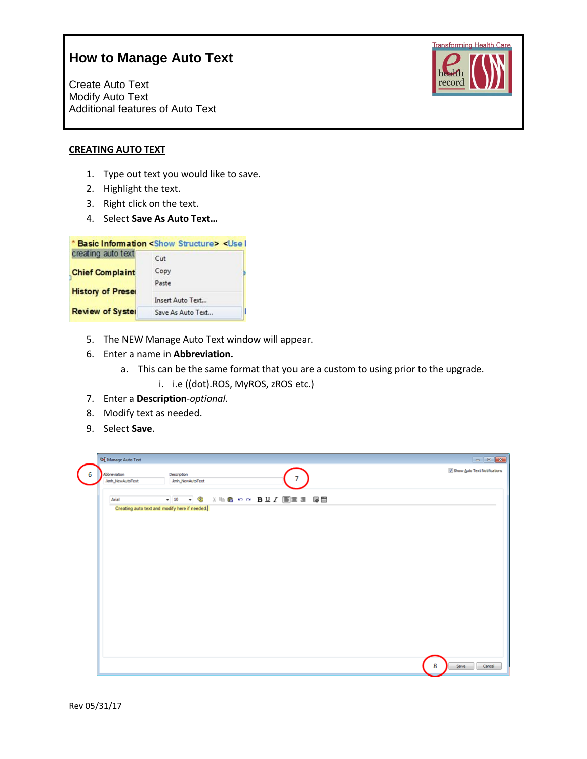# How to Manage Auto Text

Create Auto Text
Modify Auto Text
Additional features of Auto Text

## CREATING AUTO TEXT

1. Type out text you would like to save.
2. Highlight the text.
3. Right click on the text.
4. Select **Save As Auto Text…**

5. The NEW Manage Auto Text window will appear.
6. Enter a name in **Abbreviation.**
   a. This can be the same format that you are a custom to using prior to the upgrade.
      i. i.e ((dot).ROS, MyROS, zROS etc.)
7. Enter a **Description**-*optional*.
8. Modify text as needed.
9. Select **Save**.

Rev 05/31/17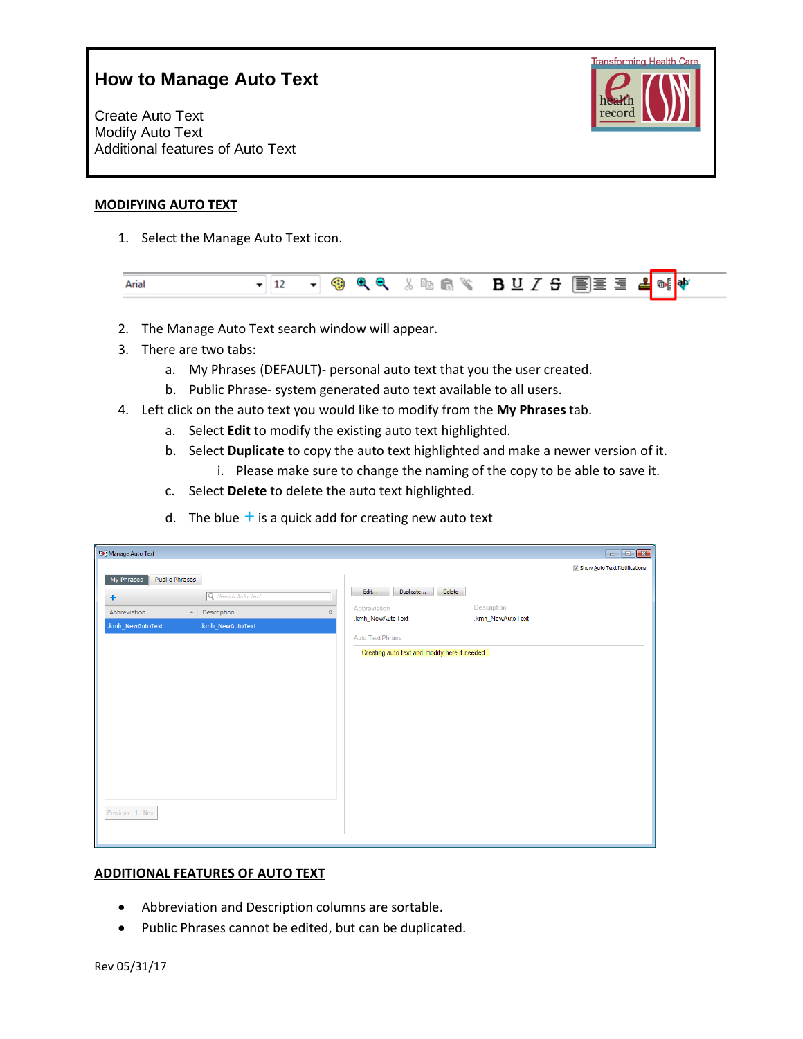# How to Manage Auto Text

Create Auto Text
Modify Auto Text
Additional features of Auto Text

## MODIFYING AUTO TEXT

1. Select the Manage Auto Text icon.
2. The Manage Auto Text search window will appear.
3. There are two tabs:
   a. My Phrases (DEFAULT)- personal auto text that you the user created.
   b. Public Phrase- system generated auto text available to all users.
4. Left click on the auto text you would like to modify from the **My Phrases** tab.
   a. Select **Edit** to modify the existing auto text highlighted.
   b. Select **Duplicate** to copy the auto text highlighted and make a newer version of it.
      i. Please make sure to change the naming of the copy to be able to save it.
   c. Select **Delete** to delete the auto text highlighted.
   d. The blue + is a quick add for creating new auto text

## ADDITIONAL FEATURES OF AUTO TEXT

- Abbreviation and Description columns are sortable.
- Public Phrases cannot be edited, but can be duplicated.

Rev 05/31/17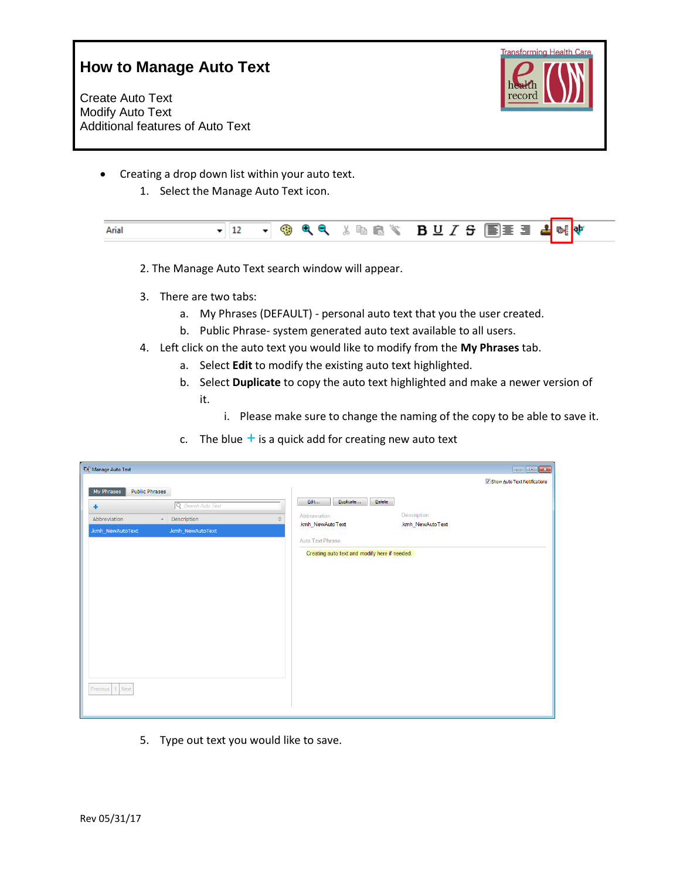# How to Manage Auto Text

Create Auto Text
Modify Auto Text
Additional features of Auto Text

- Creating a drop down list within your auto text.
  1. Select the Manage Auto Text icon.

  2. The Manage Auto Text search window will appear.

  3. There are two tabs:
     a. My Phrases (DEFAULT) - personal auto text that you the user created.
     b. Public Phrase- system generated auto text available to all users.
  4. Left click on the auto text you would like to modify from the **My Phrases** tab.
     a. Select **Edit** to modify the existing auto text highlighted.
     b. Select **Duplicate** to copy the auto text highlighted and make a newer version of it.
        i. Please make sure to change the naming of the copy to be able to save it.
     c. The blue + is a quick add for creating new auto text

  5. Type out text you would like to save.

Rev 05/31/17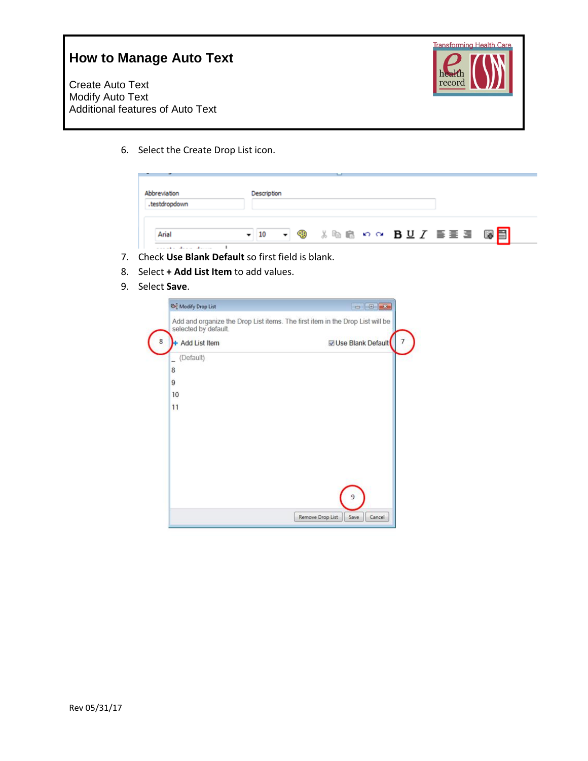# How to Manage Auto Text

Create Auto Text
Modify Auto Text
Additional features of Auto Text

6. Select the Create Drop List icon.

7. Check **Use Blank Default** so first field is blank.
8. Select **+ Add List Item** to add values.
9. Select **Save**.

Rev 05/31/17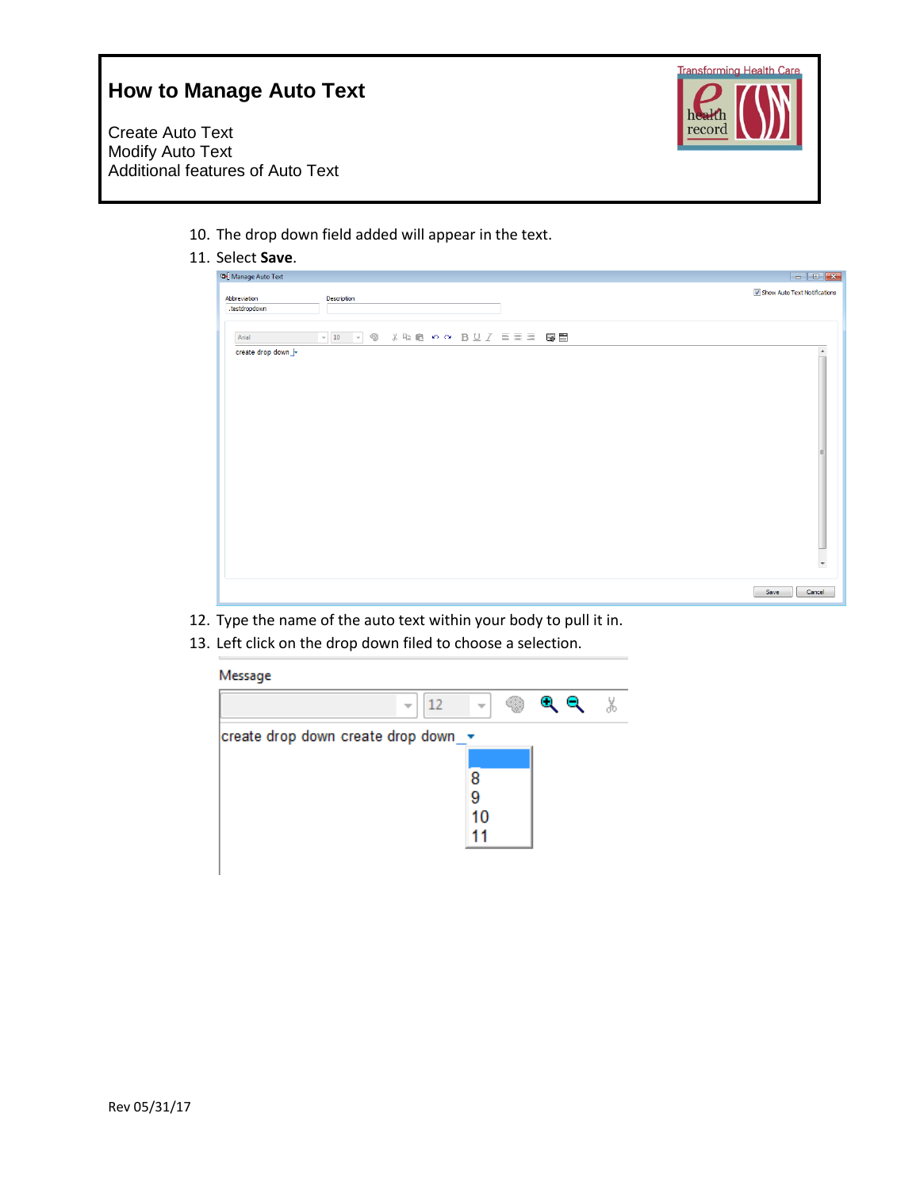10. The drop down field added will appear in the text.
11. Select **Save**.

12. Type the name of the auto text within your body to pull it in.
13. Left click on the drop down filed to choose a selection.